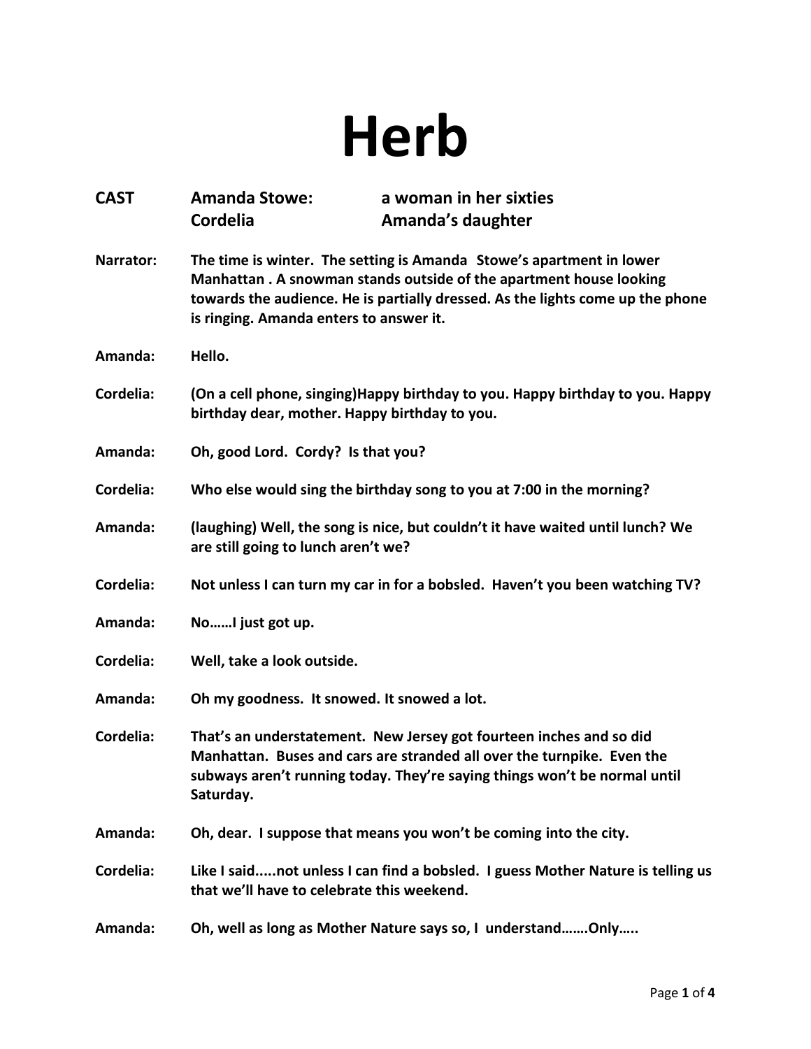# Herb

| CAST | Amanda Stowe: | a woman in her sixties |
| --- | --- | --- |
| | Cordelia | Amanda's daughter |

**Narrator:** The time is winter. The setting is Amanda Stowe's apartment in lower Manhattan . A snowman stands outside of the apartment house looking towards the audience. He is partially dressed. As the lights come up the phone is ringing. Amanda enters to answer it.

**Amanda:** Hello.

**Cordelia:** (On a cell phone, singing)Happy birthday to you. Happy birthday to you. Happy birthday dear, mother. Happy birthday to you.

**Amanda:** Oh, good Lord. Cordy? Is that you?

**Cordelia:** Who else would sing the birthday song to you at 7:00 in the morning?

**Amanda:** (laughing) Well, the song is nice, but couldn't it have waited until lunch? We are still going to lunch aren't we?

**Cordelia:** Not unless I can turn my car in for a bobsled. Haven't you been watching TV?

**Amanda:** No……I just got up.

**Cordelia:** Well, take a look outside.

**Amanda:** Oh my goodness. It snowed. It snowed a lot.

**Cordelia:** That's an understatement. New Jersey got fourteen inches and so did Manhattan. Buses and cars are stranded all over the turnpike. Even the subways aren't running today. They're saying things won't be normal until Saturday.

**Amanda:** Oh, dear. I suppose that means you won't be coming into the city.

**Cordelia:** Like I said.....not unless I can find a bobsled. I guess Mother Nature is telling us that we'll have to celebrate this weekend.

**Amanda:** Oh, well as long as Mother Nature says so, I understand…….Only…..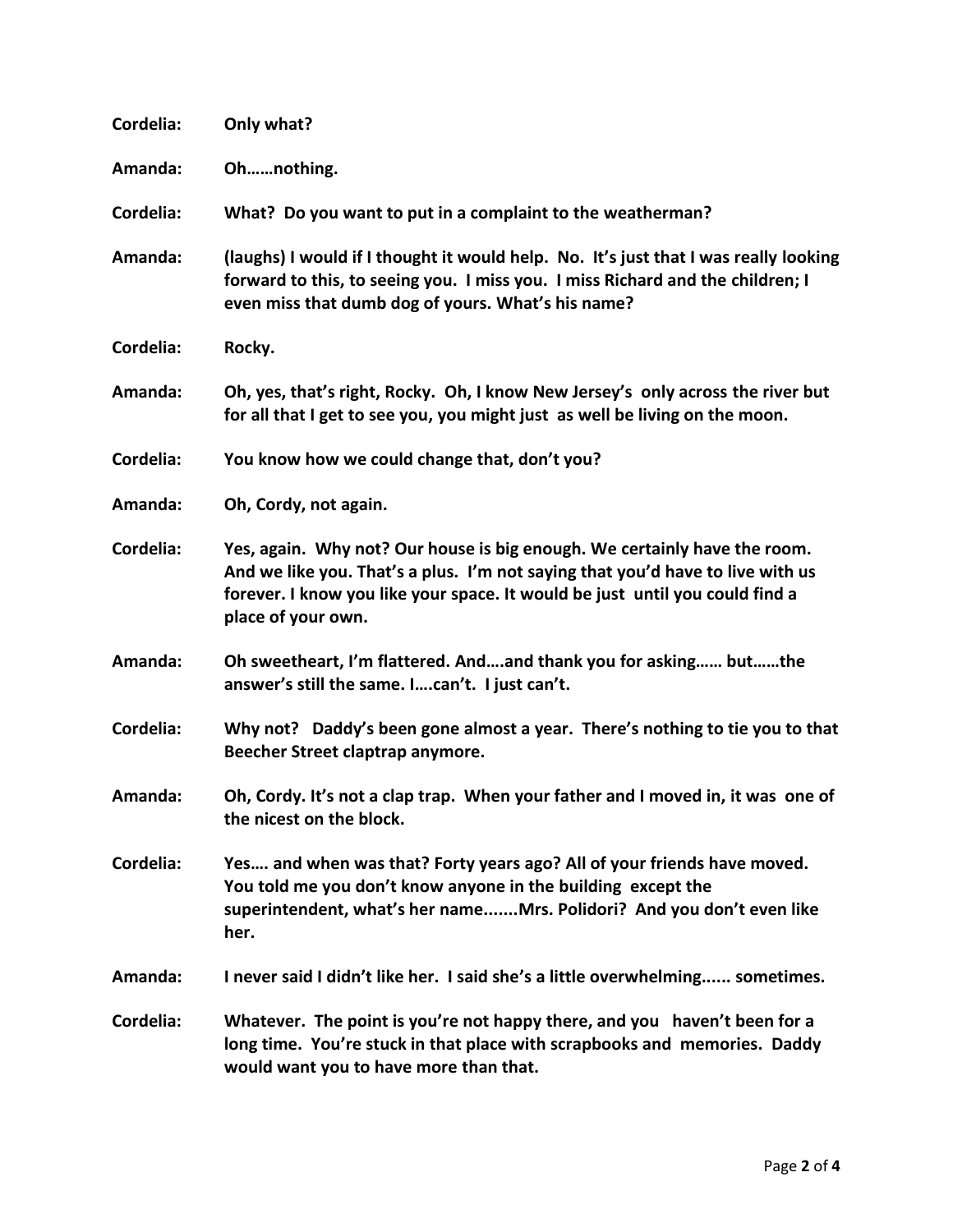**Cordelia:** **Only what?**

**Amanda:** **Oh……nothing.**

**Cordelia:** **What? Do you want to put in a complaint to the weatherman?**

**Amanda:** **(laughs) I would if I thought it would help. No. It's just that I was really looking forward to this, to seeing you. I miss you. I miss Richard and the children; I even miss that dumb dog of yours. What's his name?**

**Cordelia:** **Rocky.**

**Amanda:** **Oh, yes, that's right, Rocky. Oh, I know New Jersey's only across the river but for all that I get to see you, you might just as well be living on the moon.**

**Cordelia:** **You know how we could change that, don't you?**

**Amanda:** **Oh, Cordy, not again.**

**Cordelia:** **Yes, again. Why not? Our house is big enough. We certainly have the room. And we like you. That's a plus. I'm not saying that you'd have to live with us forever. I know you like your space. It would be just until you could find a place of your own.**

**Amanda:** **Oh sweetheart, I'm flattered. And….and thank you for asking…… but……the answer's still the same. I….can't. I just can't.**

**Cordelia:** **Why not? Daddy's been gone almost a year. There's nothing to tie you to that Beecher Street claptrap anymore.**

**Amanda:** **Oh, Cordy. It's not a clap trap. When your father and I moved in, it was one of the nicest on the block.**

**Cordelia:** **Yes…. and when was that? Forty years ago? All of your friends have moved. You told me you don't know anyone in the building except the superintendent, what's her name.......Mrs. Polidori? And you don't even like her.**

**Amanda:** **I never said I didn't like her. I said she's a little overwhelming...... sometimes.**

**Cordelia:** **Whatever. The point is you're not happy there, and you haven't been for a long time. You're stuck in that place with scrapbooks and memories. Daddy would want you to have more than that.**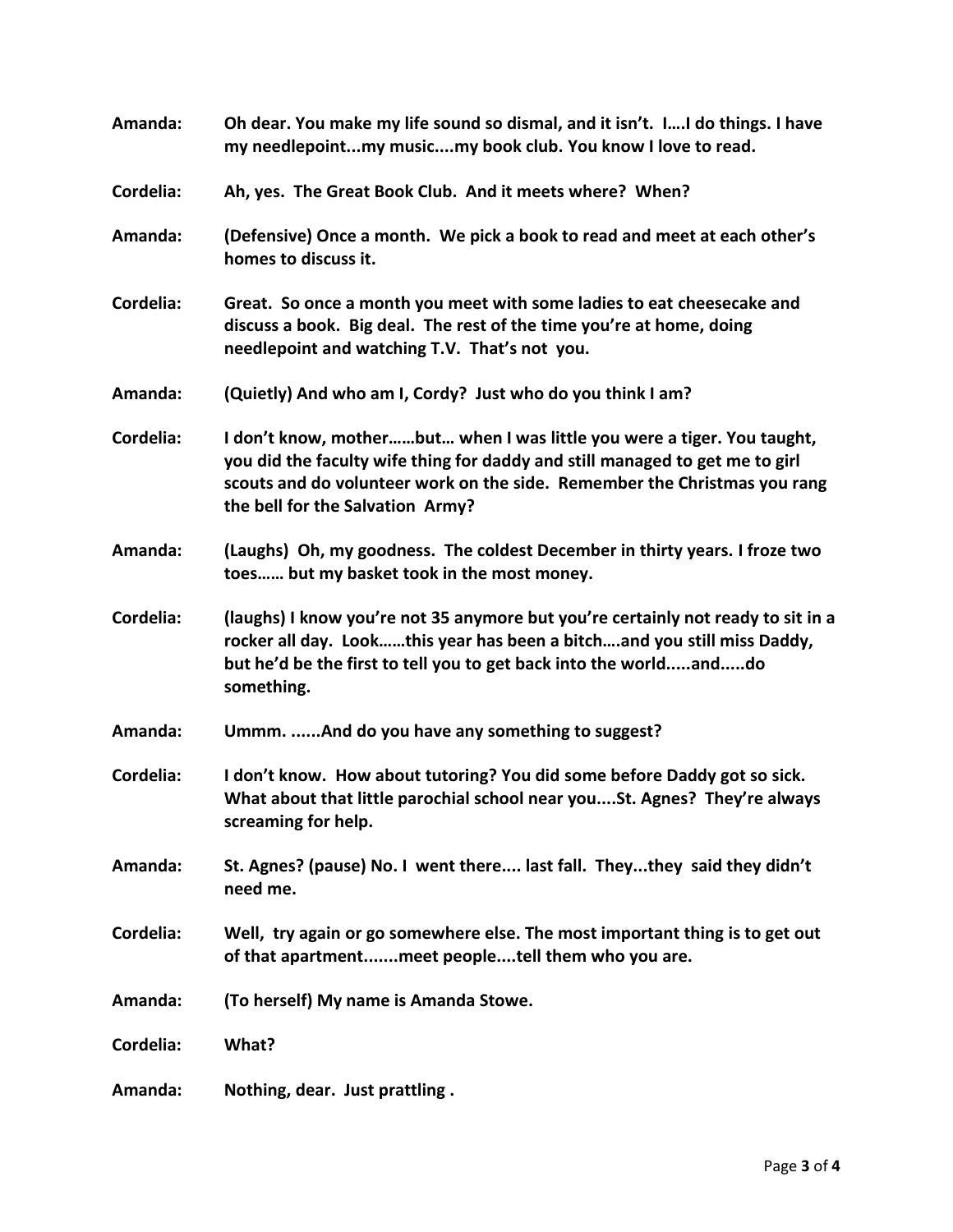**Amanda:** **Oh dear. You make my life sound so dismal, and it isn't. I….I do things. I have my needlepoint...my music....my book club. You know I love to read.**

**Cordelia:** **Ah, yes. The Great Book Club. And it meets where? When?**

**Amanda:** **(Defensive) Once a month. We pick a book to read and meet at each other's homes to discuss it.**

**Cordelia:** **Great. So once a month you meet with some ladies to eat cheesecake and discuss a book. Big deal. The rest of the time you're at home, doing needlepoint and watching T.V. That's not you.**

**Amanda:** **(Quietly) And who am I, Cordy? Just who do you think I am?**

**Cordelia:** **I don't know, mother……but… when I was little you were a tiger. You taught, you did the faculty wife thing for daddy and still managed to get me to girl scouts and do volunteer work on the side. Remember the Christmas you rang the bell for the Salvation Army?**

**Amanda:** **(Laughs) Oh, my goodness. The coldest December in thirty years. I froze two toes…… but my basket took in the most money.**

**Cordelia:** **(laughs) I know you're not 35 anymore but you're certainly not ready to sit in a rocker all day. Look……this year has been a bitch….and you still miss Daddy, but he'd be the first to tell you to get back into the world.....and.....do something.**

**Amanda:** **Ummm. ......And do you have any something to suggest?**

**Cordelia:** **I don't know. How about tutoring? You did some before Daddy got so sick. What about that little parochial school near you....St. Agnes? They're always screaming for help.**

**Amanda:** **St. Agnes? (pause) No. I went there.... last fall. They...they said they didn't need me.**

**Cordelia:** **Well, try again or go somewhere else. The most important thing is to get out of that apartment.......meet people....tell them who you are.**

**Amanda:** **(To herself) My name is Amanda Stowe.**

**Cordelia:** **What?**

**Amanda:** **Nothing, dear. Just prattling .**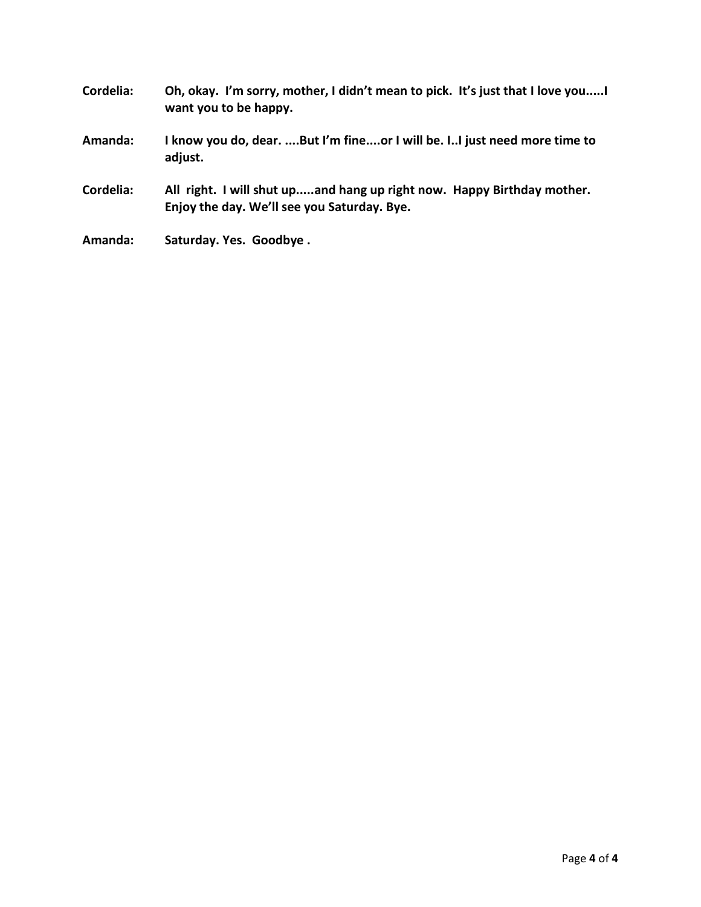**Cordelia:** **Oh, okay. I'm sorry, mother, I didn't mean to pick. It's just that I love you.....I want you to be happy.**

**Amanda:** **I know you do, dear. ....But I'm fine....or I will be. I..I just need more time to adjust.**

**Cordelia:** **All right. I will shut up.....and hang up right now. Happy Birthday mother. Enjoy the day. We'll see you Saturday. Bye.**

**Amanda:** **Saturday. Yes. Goodbye .**